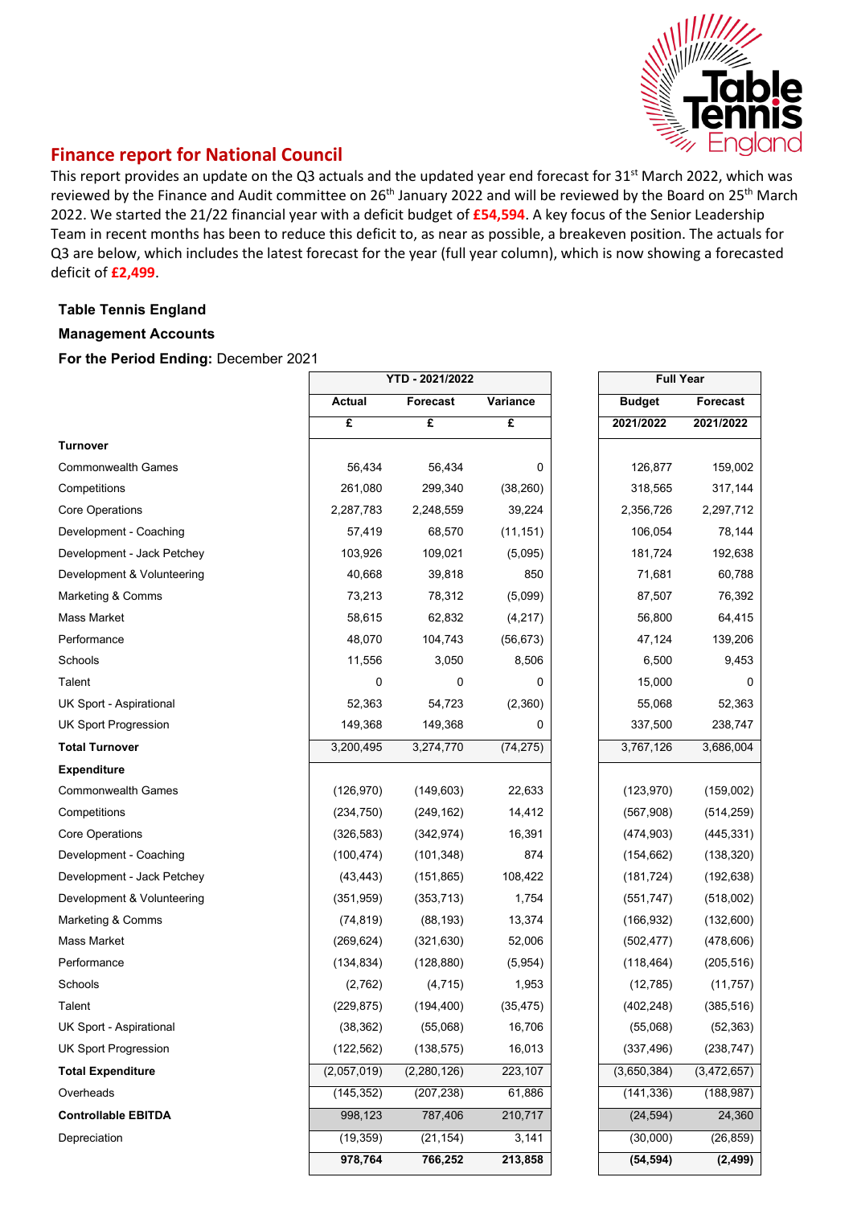## Finance report for National Council

This report provides an update on the Q3 actuals and the updated year end forecast for 31st March 2022, which was reviewed by the Finance and Audit committee on 26th January 2022 and will be reviewed by the Board on 25th March 2022. We started the 21/22 financial year with a deficit budget of **£54,594**. A key focus of the Senior Leadership Team in recent months has been to reduce this deficit to, as near as possible, a breakeven position. The actuals for Q3 are below, which includes the latest forecast for the year (full year column), which is now showing a forecasted deficit of **£2,499**.

**Table Tennis England**

**Management Accounts**

**For the Period Ending:** December 2021

| | YTD - 2021/2022 | | | Full Year | |
|---|---|---|---|---|---|
| | Actual | Forecast | Variance | Budget | Forecast |
| | £ | £ | £ | 2021/2022 | 2021/2022 |
| **Turnover** | | | | | |
| Commonwealth Games | 56,434 | 56,434 | 0 | 126,877 | 159,002 |
| Competitions | 261,080 | 299,340 | (38,260) | 318,565 | 317,144 |
| Core Operations | 2,287,783 | 2,248,559 | 39,224 | 2,356,726 | 2,297,712 |
| Development - Coaching | 57,419 | 68,570 | (11,151) | 106,054 | 78,144 |
| Development - Jack Petchey | 103,926 | 109,021 | (5,095) | 181,724 | 192,638 |
| Development & Volunteering | 40,668 | 39,818 | 850 | 71,681 | 60,788 |
| Marketing & Comms | 73,213 | 78,312 | (5,099) | 87,507 | 76,392 |
| Mass Market | 58,615 | 62,832 | (4,217) | 56,800 | 64,415 |
| Performance | 48,070 | 104,743 | (56,673) | 47,124 | 139,206 |
| Schools | 11,556 | 3,050 | 8,506 | 6,500 | 9,453 |
| Talent | 0 | 0 | 0 | 15,000 | 0 |
| UK Sport - Aspirational | 52,363 | 54,723 | (2,360) | 55,068 | 52,363 |
| UK Sport Progression | 149,368 | 149,368 | 0 | 337,500 | 238,747 |
| **Total Turnover** | 3,200,495 | 3,274,770 | (74,275) | 3,767,126 | 3,686,004 |
| **Expenditure** | | | | | |
| Commonwealth Games | (126,970) | (149,603) | 22,633 | (123,970) | (159,002) |
| Competitions | (234,750) | (249,162) | 14,412 | (567,908) | (514,259) |
| Core Operations | (326,583) | (342,974) | 16,391 | (474,903) | (445,331) |
| Development - Coaching | (100,474) | (101,348) | 874 | (154,662) | (138,320) |
| Development - Jack Petchey | (43,443) | (151,865) | 108,422 | (181,724) | (192,638) |
| Development & Volunteering | (351,959) | (353,713) | 1,754 | (551,747) | (518,002) |
| Marketing & Comms | (74,819) | (88,193) | 13,374 | (166,932) | (132,600) |
| Mass Market | (269,624) | (321,630) | 52,006 | (502,477) | (478,606) |
| Performance | (134,834) | (128,880) | (5,954) | (118,464) | (205,516) |
| Schools | (2,762) | (4,715) | 1,953 | (12,785) | (11,757) |
| Talent | (229,875) | (194,400) | (35,475) | (402,248) | (385,516) |
| UK Sport - Aspirational | (38,362) | (55,068) | 16,706 | (55,068) | (52,363) |
| UK Sport Progression | (122,562) | (138,575) | 16,013 | (337,496) | (238,747) |
| **Total Expenditure** | (2,057,019) | (2,280,126) | 223,107 | (3,650,384) | (3,472,657) |
| Overheads | (145,352) | (207,238) | 61,886 | (141,336) | (188,987) |
| **Controllable EBITDA** | 998,123 | 787,406 | 210,717 | (24,594) | 24,360 |
| Depreciation | (19,359) | (21,154) | 3,141 | (30,000) | (26,859) |
| | **978,764** | **766,252** | **213,858** | **(54,594)** | **(2,499)** |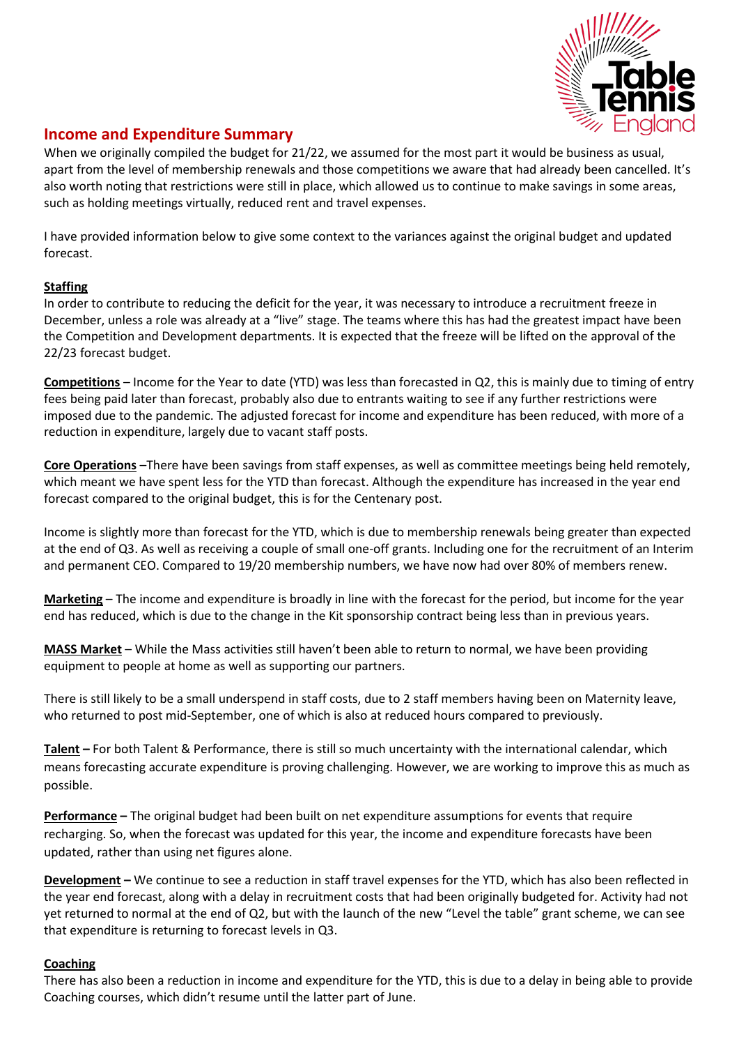## Income and Expenditure Summary

When we originally compiled the budget for 21/22, we assumed for the most part it would be business as usual, apart from the level of membership renewals and those competitions we aware that had already been cancelled. It's also worth noting that restrictions were still in place, which allowed us to continue to make savings in some areas, such as holding meetings virtually, reduced rent and travel expenses.

I have provided information below to give some context to the variances against the original budget and updated forecast.

**Staffing**

In order to contribute to reducing the deficit for the year, it was necessary to introduce a recruitment freeze in December, unless a role was already at a "live" stage. The teams where this has had the greatest impact have been the Competition and Development departments. It is expected that the freeze will be lifted on the approval of the 22/23 forecast budget.

**Competitions** – Income for the Year to date (YTD) was less than forecasted in Q2, this is mainly due to timing of entry fees being paid later than forecast, probably also due to entrants waiting to see if any further restrictions were imposed due to the pandemic. The adjusted forecast for income and expenditure has been reduced, with more of a reduction in expenditure, largely due to vacant staff posts.

**Core Operations** –There have been savings from staff expenses, as well as committee meetings being held remotely, which meant we have spent less for the YTD than forecast. Although the expenditure has increased in the year end forecast compared to the original budget, this is for the Centenary post.

Income is slightly more than forecast for the YTD, which is due to membership renewals being greater than expected at the end of Q3. As well as receiving a couple of small one-off grants. Including one for the recruitment of an Interim and permanent CEO. Compared to 19/20 membership numbers, we have now had over 80% of members renew.

**Marketing** – The income and expenditure is broadly in line with the forecast for the period, but income for the year end has reduced, which is due to the change in the Kit sponsorship contract being less than in previous years.

**MASS Market** – While the Mass activities still haven't been able to return to normal, we have been providing equipment to people at home as well as supporting our partners.

There is still likely to be a small underspend in staff costs, due to 2 staff members having been on Maternity leave, who returned to post mid-September, one of which is also at reduced hours compared to previously.

**Talent –** For both Talent & Performance, there is still so much uncertainty with the international calendar, which means forecasting accurate expenditure is proving challenging. However, we are working to improve this as much as possible.

**Performance –** The original budget had been built on net expenditure assumptions for events that require recharging. So, when the forecast was updated for this year, the income and expenditure forecasts have been updated, rather than using net figures alone.

**Development –** We continue to see a reduction in staff travel expenses for the YTD, which has also been reflected in the year end forecast, along with a delay in recruitment costs that had been originally budgeted for. Activity had not yet returned to normal at the end of Q2, but with the launch of the new "Level the table" grant scheme, we can see that expenditure is returning to forecast levels in Q3.

**Coaching**

There has also been a reduction in income and expenditure for the YTD, this is due to a delay in being able to provide Coaching courses, which didn't resume until the latter part of June.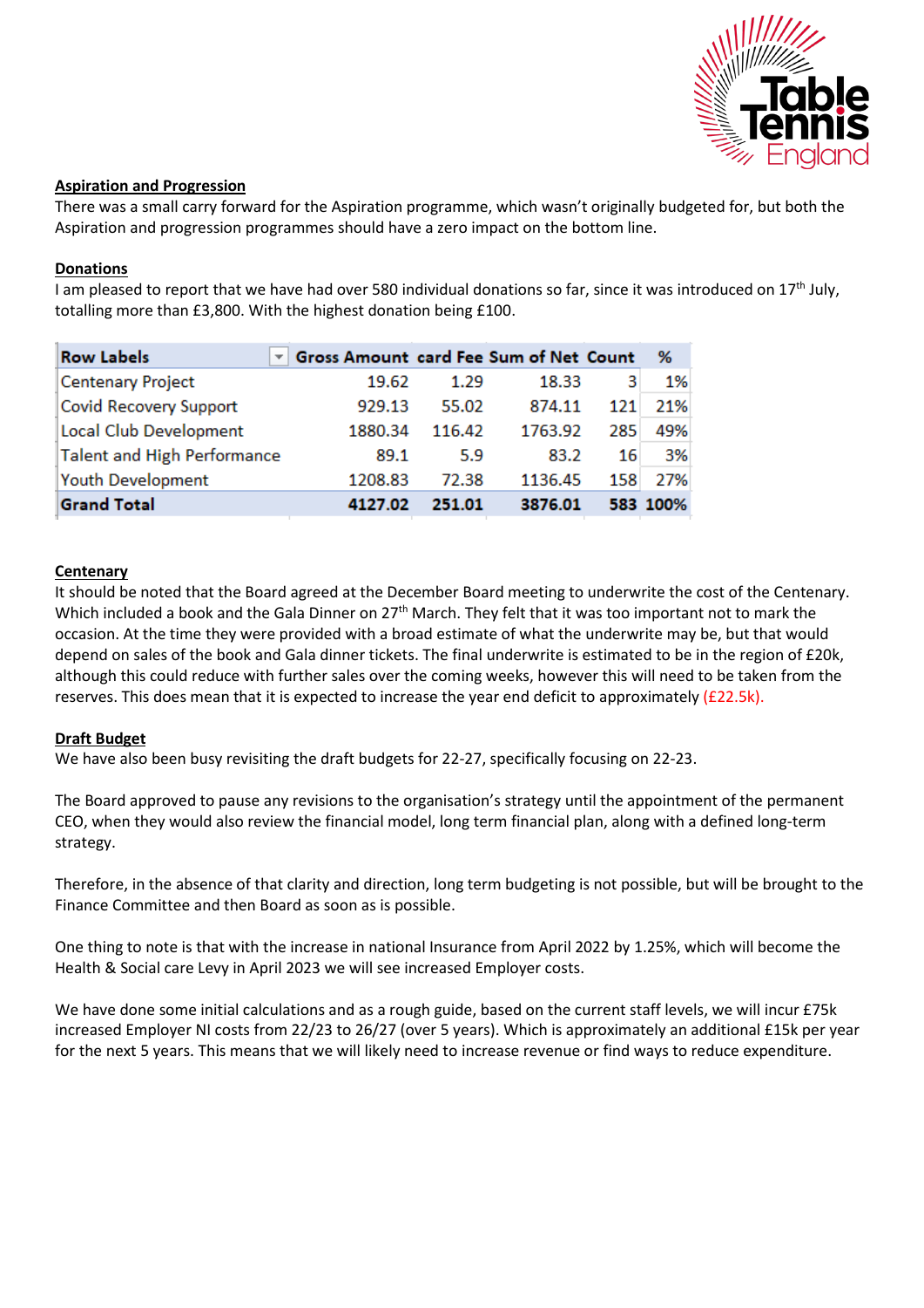**Aspiration and Progression**

There was a small carry forward for the Aspiration programme, which wasn't originally budgeted for, but both the Aspiration and progression programmes should have a zero impact on the bottom line.

**Donations**

I am pleased to report that we have had over 580 individual donations so far, since it was introduced on 17th July, totalling more than £3,800. With the highest donation being £100.

| Row Labels | Gross Amount | card Fee | Sum of Net | Count | % |
|---|---|---|---|---|---|
| Centenary Project | 19.62 | 1.29 | 18.33 | 3 | 1% |
| Covid Recovery Support | 929.13 | 55.02 | 874.11 | 121 | 21% |
| Local Club Development | 1880.34 | 116.42 | 1763.92 | 285 | 49% |
| Talent and High Performance | 89.1 | 5.9 | 83.2 | 16 | 3% |
| Youth Development | 1208.83 | 72.38 | 1136.45 | 158 | 27% |
| **Grand Total** | **4127.02** | **251.01** | **3876.01** | **583** | **100%** |

**Centenary**

It should be noted that the Board agreed at the December Board meeting to underwrite the cost of the Centenary. Which included a book and the Gala Dinner on 27th March. They felt that it was too important not to mark the occasion. At the time they were provided with a broad estimate of what the underwrite may be, but that would depend on sales of the book and Gala dinner tickets. The final underwrite is estimated to be in the region of £20k, although this could reduce with further sales over the coming weeks, however this will need to be taken from the reserves. This does mean that it is expected to increase the year end deficit to approximately (£22.5k).

**Draft Budget**

We have also been busy revisiting the draft budgets for 22-27, specifically focusing on 22-23.

The Board approved to pause any revisions to the organisation's strategy until the appointment of the permanent CEO, when they would also review the financial model, long term financial plan, along with a defined long-term strategy.

Therefore, in the absence of that clarity and direction, long term budgeting is not possible, but will be brought to the Finance Committee and then Board as soon as is possible.

One thing to note is that with the increase in national Insurance from April 2022 by 1.25%, which will become the Health & Social care Levy in April 2023 we will see increased Employer costs.

We have done some initial calculations and as a rough guide, based on the current staff levels, we will incur £75k increased Employer NI costs from 22/23 to 26/27 (over 5 years). Which is approximately an additional £15k per year for the next 5 years. This means that we will likely need to increase revenue or find ways to reduce expenditure.